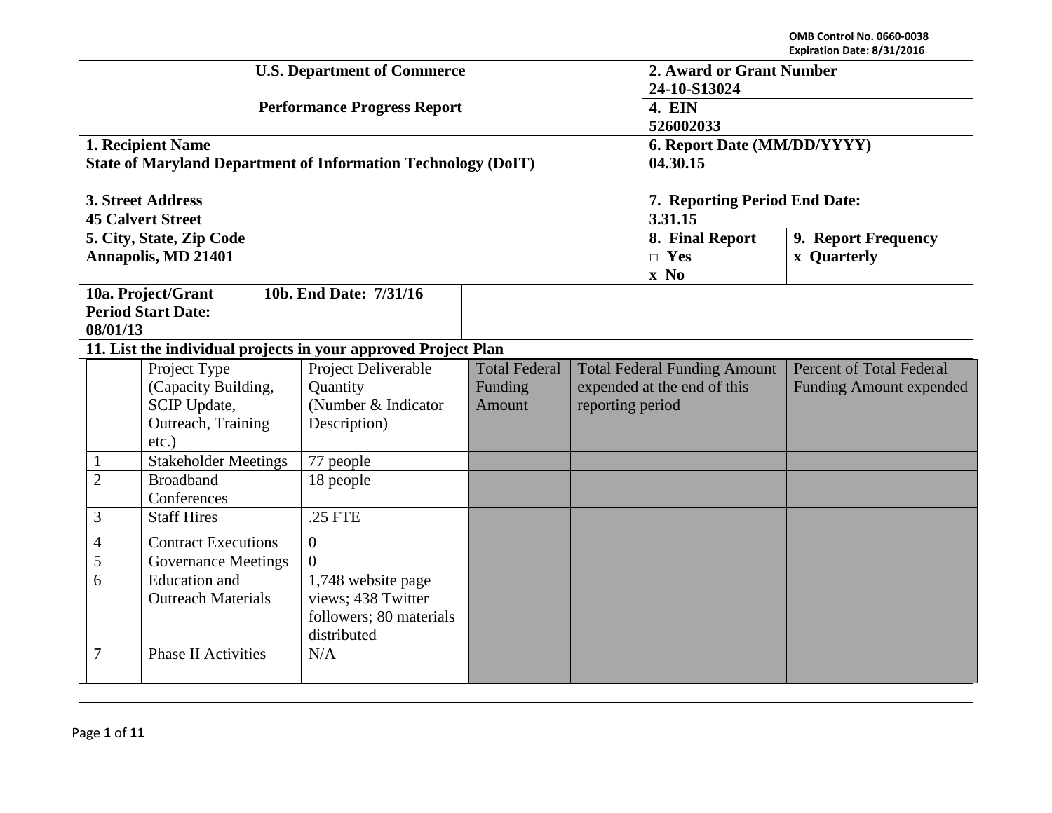OMB Control No. 0660-0038
Expiration Date: 8/31/2016

| | |
|---|---|
| **U.S. Department of Commerce**<br><br>**Performance Progress Report** | **2. Award or Grant Number**<br>**24-10-S13024**<br>**4. EIN**<br>**526002033** |
| **1. Recipient Name**<br>**State of Maryland Department of Information Technology (DoIT)** | **6. Report Date (MM/DD/YYYY)**<br>**04.30.15** |
| **3. Street Address**<br>**45 Calvert Street** | **7. Reporting Period End Date:**<br>**3.31.15** |
| **5. City, State, Zip Code**<br>**Annapolis, MD 21401** | **8. Final Report** □ Yes **x No** — **9. Report Frequency** **x Quarterly** |
| **10a. Project/Grant Period Start Date: 08/01/13** — **10b. End Date: 7/31/16** | |

**11. List the individual projects in your approved Project Plan**

| | Project Type (Capacity Building, SCIP Update, Outreach, Training etc.) | Project Deliverable Quantity (Number & Indicator Description) | Total Federal Funding Amount | Total Federal Funding Amount expended at the end of this reporting period | Percent of Total Federal Funding Amount expended |
|---|---|---|---|---|---|
| 1 | Stakeholder Meetings | 77 people | | | |
| 2 | Broadband Conferences | 18 people | | | |
| 3 | Staff Hires | .25 FTE | | | |
| 4 | Contract Executions | 0 | | | |
| 5 | Governance Meetings | 0 | | | |
| 6 | Education and Outreach Materials | 1,748 website page views; 438 Twitter followers; 80 materials distributed | | | |
| 7 | Phase II Activities | N/A | | | |
| | | | | | |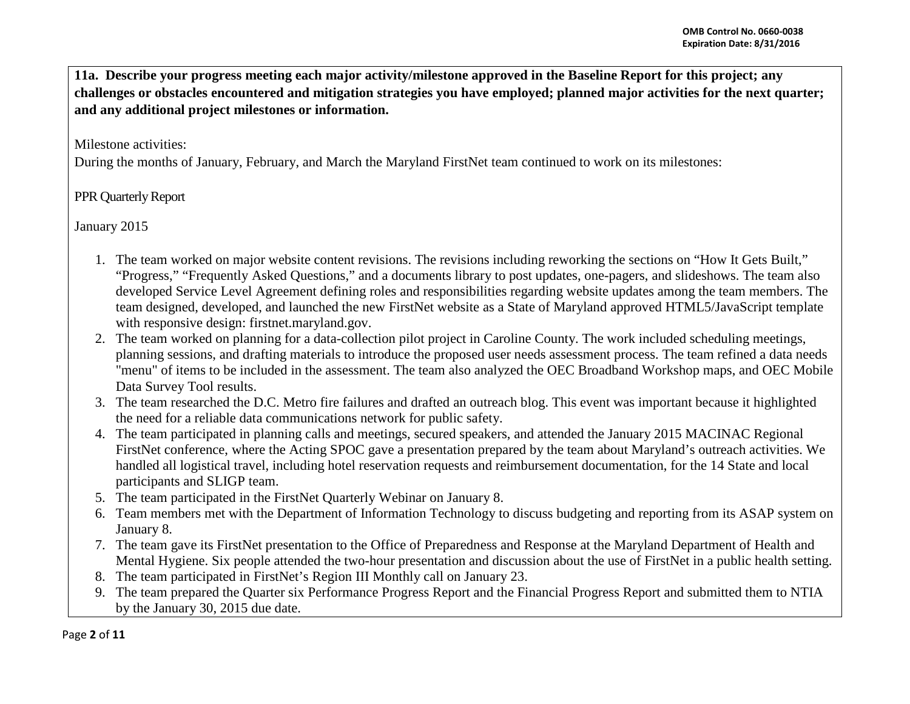**11a. Describe your progress meeting each major activity/milestone approved in the Baseline Report for this project; any challenges or obstacles encountered and mitigation strategies you have employed; planned major activities for the next quarter; and any additional project milestones or information.**

Milestone activities:

During the months of January, February, and March the Maryland FirstNet team continued to work on its milestones:

PPR Quarterly Report

January 2015

1. The team worked on major website content revisions. The revisions including reworking the sections on "How It Gets Built," "Progress," "Frequently Asked Questions," and a documents library to post updates, one-pagers, and slideshows. The team also developed Service Level Agreement defining roles and responsibilities regarding website updates among the team members. The team designed, developed, and launched the new FirstNet website as a State of Maryland approved HTML5/JavaScript template with responsive design: firstnet.maryland.gov.
2. The team worked on planning for a data-collection pilot project in Caroline County. The work included scheduling meetings, planning sessions, and drafting materials to introduce the proposed user needs assessment process. The team refined a data needs "menu" of items to be included in the assessment. The team also analyzed the OEC Broadband Workshop maps, and OEC Mobile Data Survey Tool results.
3. The team researched the D.C. Metro fire failures and drafted an outreach blog. This event was important because it highlighted the need for a reliable data communications network for public safety.
4. The team participated in planning calls and meetings, secured speakers, and attended the January 2015 MACINAC Regional FirstNet conference, where the Acting SPOC gave a presentation prepared by the team about Maryland's outreach activities. We handled all logistical travel, including hotel reservation requests and reimbursement documentation, for the 14 State and local participants and SLIGP team.
5. The team participated in the FirstNet Quarterly Webinar on January 8.
6. Team members met with the Department of Information Technology to discuss budgeting and reporting from its ASAP system on January 8.
7. The team gave its FirstNet presentation to the Office of Preparedness and Response at the Maryland Department of Health and Mental Hygiene. Six people attended the two-hour presentation and discussion about the use of FirstNet in a public health setting.
8. The team participated in FirstNet's Region III Monthly call on January 23.
9. The team prepared the Quarter six Performance Progress Report and the Financial Progress Report and submitted them to NTIA by the January 30, 2015 due date.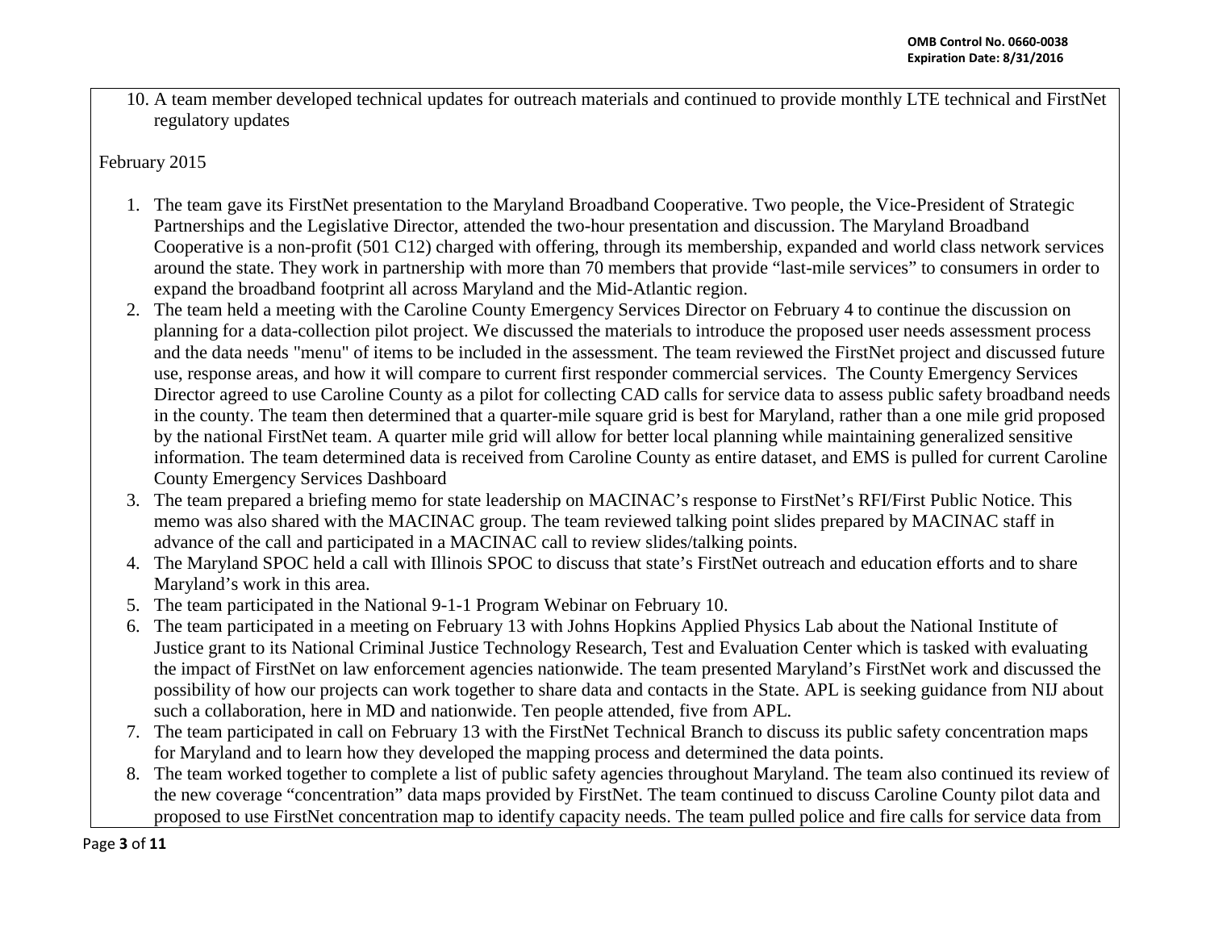10. A team member developed technical updates for outreach materials and continued to provide monthly LTE technical and FirstNet regulatory updates

February 2015

1. The team gave its FirstNet presentation to the Maryland Broadband Cooperative. Two people, the Vice-President of Strategic Partnerships and the Legislative Director, attended the two-hour presentation and discussion. The Maryland Broadband Cooperative is a non-profit (501 C12) charged with offering, through its membership, expanded and world class network services around the state. They work in partnership with more than 70 members that provide "last-mile services" to consumers in order to expand the broadband footprint all across Maryland and the Mid-Atlantic region.
2. The team held a meeting with the Caroline County Emergency Services Director on February 4 to continue the discussion on planning for a data-collection pilot project. We discussed the materials to introduce the proposed user needs assessment process and the data needs "menu" of items to be included in the assessment. The team reviewed the FirstNet project and discussed future use, response areas, and how it will compare to current first responder commercial services. The County Emergency Services Director agreed to use Caroline County as a pilot for collecting CAD calls for service data to assess public safety broadband needs in the county. The team then determined that a quarter-mile square grid is best for Maryland, rather than a one mile grid proposed by the national FirstNet team. A quarter mile grid will allow for better local planning while maintaining generalized sensitive information. The team determined data is received from Caroline County as entire dataset, and EMS is pulled for current Caroline County Emergency Services Dashboard
3. The team prepared a briefing memo for state leadership on MACINAC's response to FirstNet's RFI/First Public Notice. This memo was also shared with the MACINAC group. The team reviewed talking point slides prepared by MACINAC staff in advance of the call and participated in a MACINAC call to review slides/talking points.
4. The Maryland SPOC held a call with Illinois SPOC to discuss that state's FirstNet outreach and education efforts and to share Maryland's work in this area.
5. The team participated in the National 9-1-1 Program Webinar on February 10.
6. The team participated in a meeting on February 13 with Johns Hopkins Applied Physics Lab about the National Institute of Justice grant to its National Criminal Justice Technology Research, Test and Evaluation Center which is tasked with evaluating the impact of FirstNet on law enforcement agencies nationwide. The team presented Maryland's FirstNet work and discussed the possibility of how our projects can work together to share data and contacts in the State. APL is seeking guidance from NIJ about such a collaboration, here in MD and nationwide. Ten people attended, five from APL.
7. The team participated in call on February 13 with the FirstNet Technical Branch to discuss its public safety concentration maps for Maryland and to learn how they developed the mapping process and determined the data points.
8. The team worked together to complete a list of public safety agencies throughout Maryland. The team also continued its review of the new coverage "concentration" data maps provided by FirstNet. The team continued to discuss Caroline County pilot data and proposed to use FirstNet concentration map to identify capacity needs. The team pulled police and fire calls for service data from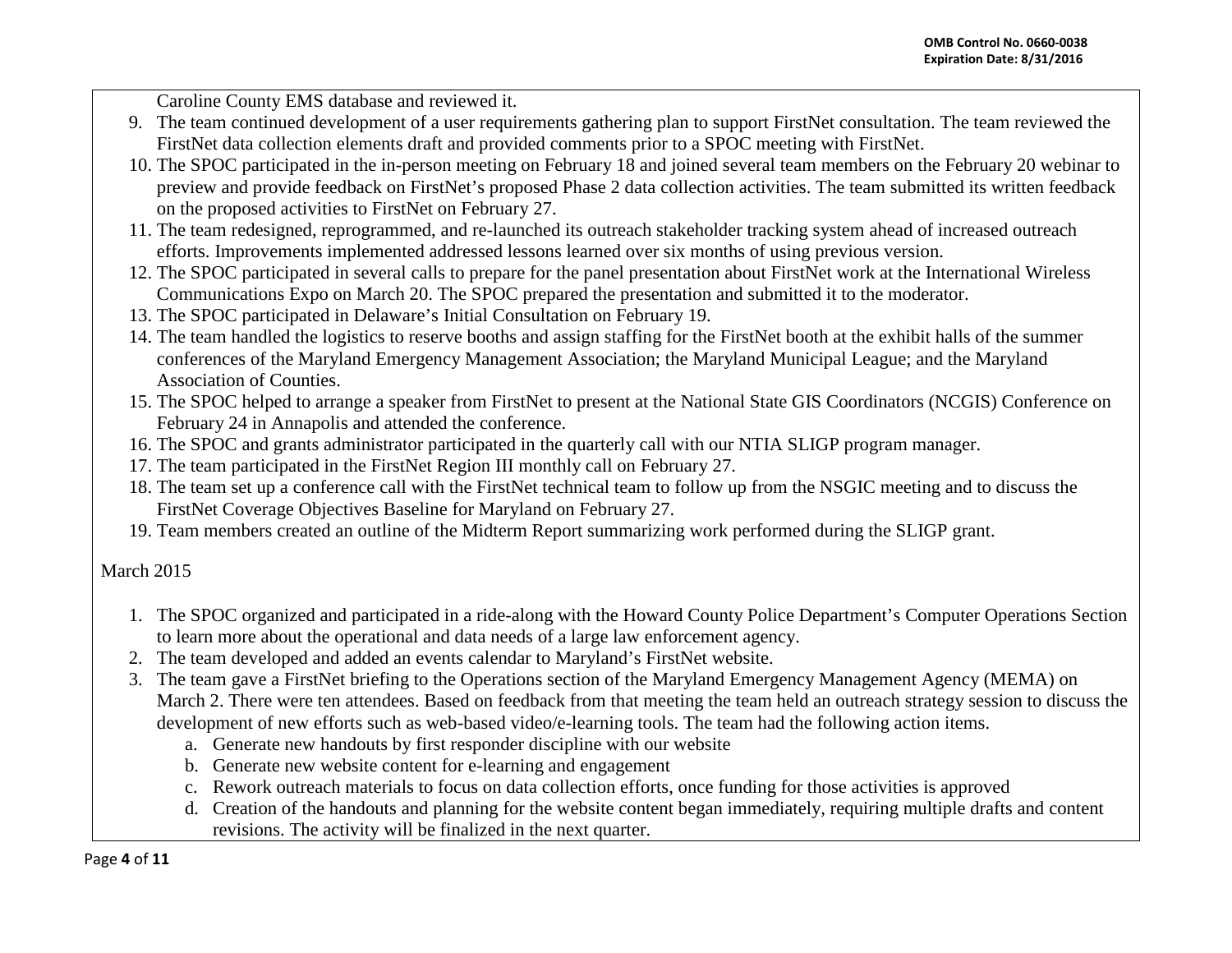Caroline County EMS database and reviewed it.

9. The team continued development of a user requirements gathering plan to support FirstNet consultation. The team reviewed the FirstNet data collection elements draft and provided comments prior to a SPOC meeting with FirstNet.
10. The SPOC participated in the in-person meeting on February 18 and joined several team members on the February 20 webinar to preview and provide feedback on FirstNet's proposed Phase 2 data collection activities. The team submitted its written feedback on the proposed activities to FirstNet on February 27.
11. The team redesigned, reprogrammed, and re-launched its outreach stakeholder tracking system ahead of increased outreach efforts. Improvements implemented addressed lessons learned over six months of using previous version.
12. The SPOC participated in several calls to prepare for the panel presentation about FirstNet work at the International Wireless Communications Expo on March 20. The SPOC prepared the presentation and submitted it to the moderator.
13. The SPOC participated in Delaware's Initial Consultation on February 19.
14. The team handled the logistics to reserve booths and assign staffing for the FirstNet booth at the exhibit halls of the summer conferences of the Maryland Emergency Management Association; the Maryland Municipal League; and the Maryland Association of Counties.
15. The SPOC helped to arrange a speaker from FirstNet to present at the National State GIS Coordinators (NCGIS) Conference on February 24 in Annapolis and attended the conference.
16. The SPOC and grants administrator participated in the quarterly call with our NTIA SLIGP program manager.
17. The team participated in the FirstNet Region III monthly call on February 27.
18. The team set up a conference call with the FirstNet technical team to follow up from the NSGIC meeting and to discuss the FirstNet Coverage Objectives Baseline for Maryland on February 27.
19. Team members created an outline of the Midterm Report summarizing work performed during the SLIGP grant.

March 2015

1. The SPOC organized and participated in a ride-along with the Howard County Police Department's Computer Operations Section to learn more about the operational and data needs of a large law enforcement agency.
2. The team developed and added an events calendar to Maryland's FirstNet website.
3. The team gave a FirstNet briefing to the Operations section of the Maryland Emergency Management Agency (MEMA) on March 2. There were ten attendees. Based on feedback from that meeting the team held an outreach strategy session to discuss the development of new efforts such as web-based video/e-learning tools. The team had the following action items.
   a. Generate new handouts by first responder discipline with our website
   b. Generate new website content for e-learning and engagement
   c. Rework outreach materials to focus on data collection efforts, once funding for those activities is approved
   d. Creation of the handouts and planning for the website content began immediately, requiring multiple drafts and content revisions. The activity will be finalized in the next quarter.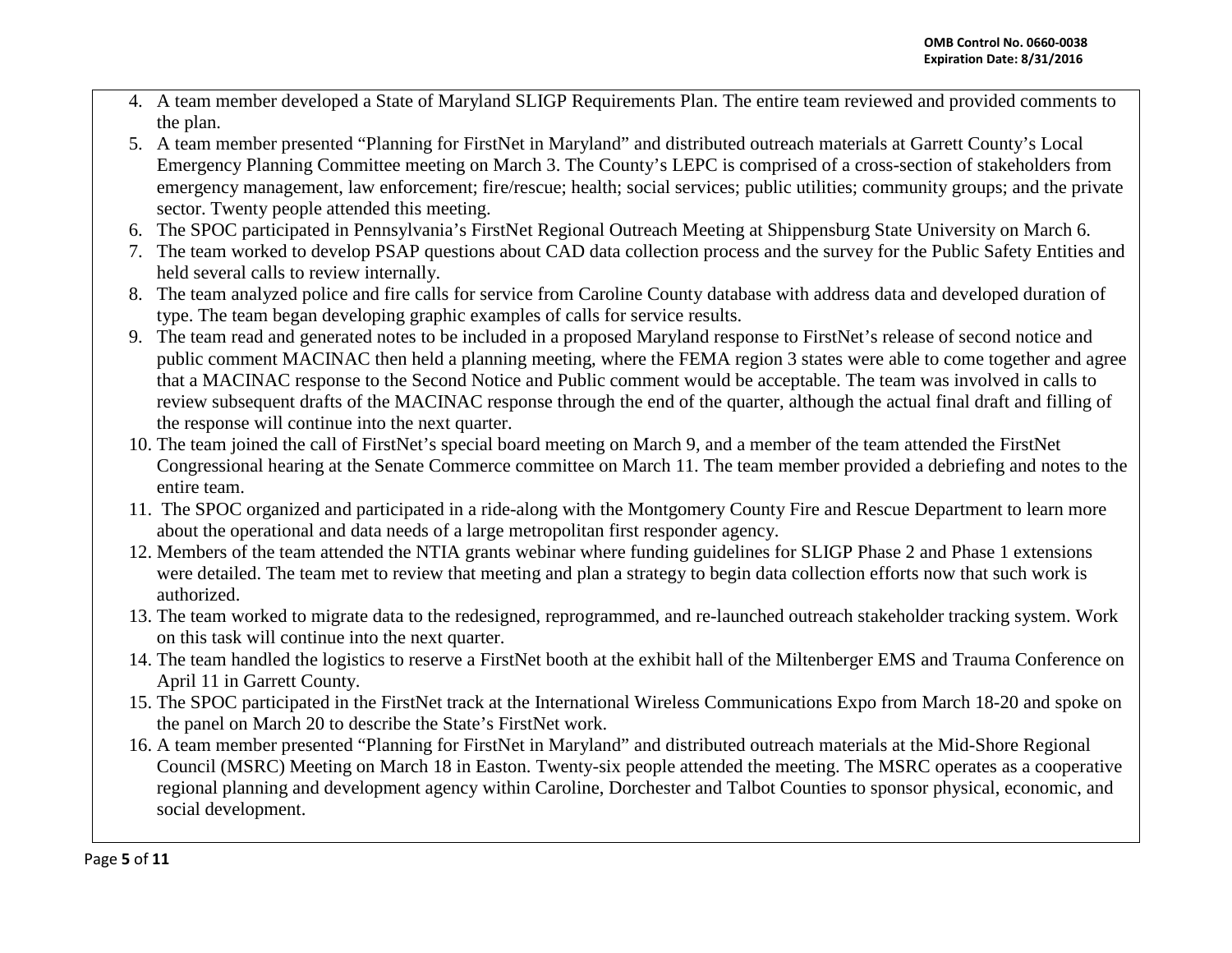4. A team member developed a State of Maryland SLIGP Requirements Plan. The entire team reviewed and provided comments to the plan.
5. A team member presented “Planning for FirstNet in Maryland” and distributed outreach materials at Garrett County’s Local Emergency Planning Committee meeting on March 3. The County’s LEPC is comprised of a cross-section of stakeholders from emergency management, law enforcement; fire/rescue; health; social services; public utilities; community groups; and the private sector. Twenty people attended this meeting.
6. The SPOC participated in Pennsylvania’s FirstNet Regional Outreach Meeting at Shippensburg State University on March 6.
7. The team worked to develop PSAP questions about CAD data collection process and the survey for the Public Safety Entities and held several calls to review internally.
8. The team analyzed police and fire calls for service from Caroline County database with address data and developed duration of type. The team began developing graphic examples of calls for service results.
9. The team read and generated notes to be included in a proposed Maryland response to FirstNet’s release of second notice and public comment MACINAC then held a planning meeting, where the FEMA region 3 states were able to come together and agree that a MACINAC response to the Second Notice and Public comment would be acceptable. The team was involved in calls to review subsequent drafts of the MACINAC response through the end of the quarter, although the actual final draft and filling of the response will continue into the next quarter.
10. The team joined the call of FirstNet’s special board meeting on March 9, and a member of the team attended the FirstNet Congressional hearing at the Senate Commerce committee on March 11. The team member provided a debriefing and notes to the entire team.
11. The SPOC organized and participated in a ride-along with the Montgomery County Fire and Rescue Department to learn more about the operational and data needs of a large metropolitan first responder agency.
12. Members of the team attended the NTIA grants webinar where funding guidelines for SLIGP Phase 2 and Phase 1 extensions were detailed. The team met to review that meeting and plan a strategy to begin data collection efforts now that such work is authorized.
13. The team worked to migrate data to the redesigned, reprogrammed, and re-launched outreach stakeholder tracking system. Work on this task will continue into the next quarter.
14. The team handled the logistics to reserve a FirstNet booth at the exhibit hall of the Miltenberger EMS and Trauma Conference on April 11 in Garrett County.
15. The SPOC participated in the FirstNet track at the International Wireless Communications Expo from March 18-20 and spoke on the panel on March 20 to describe the State’s FirstNet work.
16. A team member presented “Planning for FirstNet in Maryland” and distributed outreach materials at the Mid-Shore Regional Council (MSRC) Meeting on March 18 in Easton. Twenty-six people attended the meeting. The MSRC operates as a cooperative regional planning and development agency within Caroline, Dorchester and Talbot Counties to sponsor physical, economic, and social development.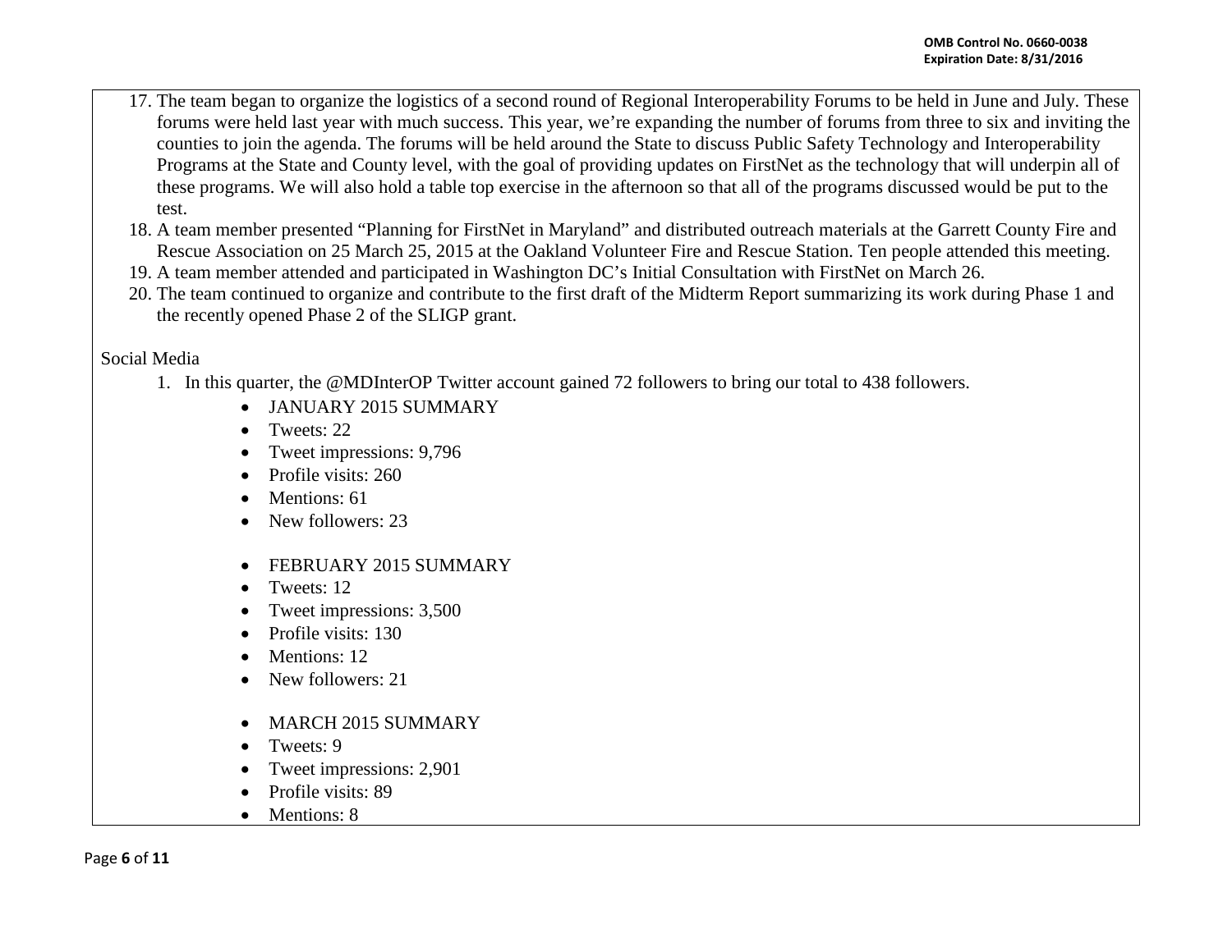17. The team began to organize the logistics of a second round of Regional Interoperability Forums to be held in June and July. These forums were held last year with much success. This year, we're expanding the number of forums from three to six and inviting the counties to join the agenda. The forums will be held around the State to discuss Public Safety Technology and Interoperability Programs at the State and County level, with the goal of providing updates on FirstNet as the technology that will underpin all of these programs. We will also hold a table top exercise in the afternoon so that all of the programs discussed would be put to the test.
18. A team member presented "Planning for FirstNet in Maryland" and distributed outreach materials at the Garrett County Fire and Rescue Association on 25 March 25, 2015 at the Oakland Volunteer Fire and Rescue Station. Ten people attended this meeting.
19. A team member attended and participated in Washington DC's Initial Consultation with FirstNet on March 26.
20. The team continued to organize and contribute to the first draft of the Midterm Report summarizing its work during Phase 1 and the recently opened Phase 2 of the SLIGP grant.

Social Media

1. In this quarter, the @MDInterOP Twitter account gained 72 followers to bring our total to 438 followers.
   - JANUARY 2015 SUMMARY
   - Tweets: 22
   - Tweet impressions: 9,796
   - Profile visits: 260
   - Mentions: 61
   - New followers: 23

   - FEBRUARY 2015 SUMMARY
   - Tweets: 12
   - Tweet impressions: 3,500
   - Profile visits: 130
   - Mentions: 12
   - New followers: 21

   - MARCH 2015 SUMMARY
   - Tweets: 9
   - Tweet impressions: 2,901
   - Profile visits: 89
   - Mentions: 8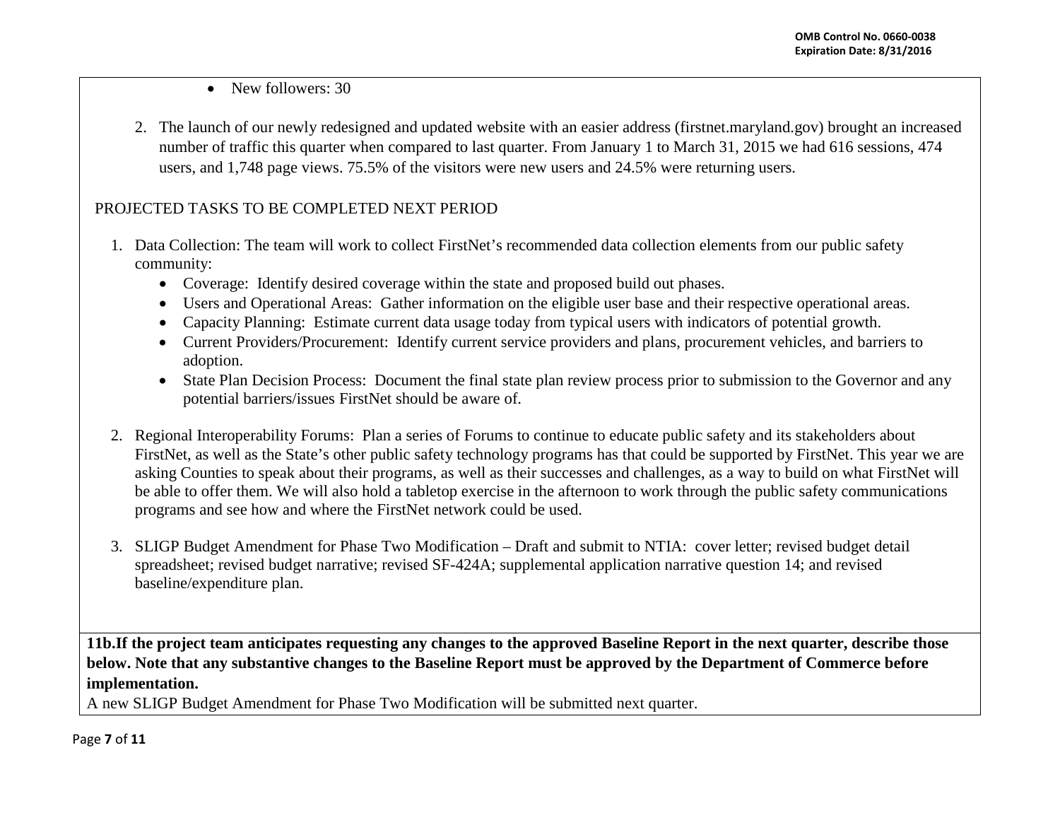- New followers: 30

2. The launch of our newly redesigned and updated website with an easier address (firstnet.maryland.gov) brought an increased number of traffic this quarter when compared to last quarter. From January 1 to March 31, 2015 we had 616 sessions, 474 users, and 1,748 page views. 75.5% of the visitors were new users and 24.5% were returning users.

PROJECTED TASKS TO BE COMPLETED NEXT PERIOD

1. Data Collection: The team will work to collect FirstNet's recommended data collection elements from our public safety community:
   - Coverage: Identify desired coverage within the state and proposed build out phases.
   - Users and Operational Areas: Gather information on the eligible user base and their respective operational areas.
   - Capacity Planning: Estimate current data usage today from typical users with indicators of potential growth.
   - Current Providers/Procurement: Identify current service providers and plans, procurement vehicles, and barriers to adoption.
   - State Plan Decision Process: Document the final state plan review process prior to submission to the Governor and any potential barriers/issues FirstNet should be aware of.

2. Regional Interoperability Forums: Plan a series of Forums to continue to educate public safety and its stakeholders about FirstNet, as well as the State's other public safety technology programs has that could be supported by FirstNet. This year we are asking Counties to speak about their programs, as well as their successes and challenges, as a way to build on what FirstNet will be able to offer them. We will also hold a tabletop exercise in the afternoon to work through the public safety communications programs and see how and where the FirstNet network could be used.

3. SLIGP Budget Amendment for Phase Two Modification – Draft and submit to NTIA: cover letter; revised budget detail spreadsheet; revised budget narrative; revised SF-424A; supplemental application narrative question 14; and revised baseline/expenditure plan.

**11b.If the project team anticipates requesting any changes to the approved Baseline Report in the next quarter, describe those below. Note that any substantive changes to the Baseline Report must be approved by the Department of Commerce before implementation.**

A new SLIGP Budget Amendment for Phase Two Modification will be submitted next quarter.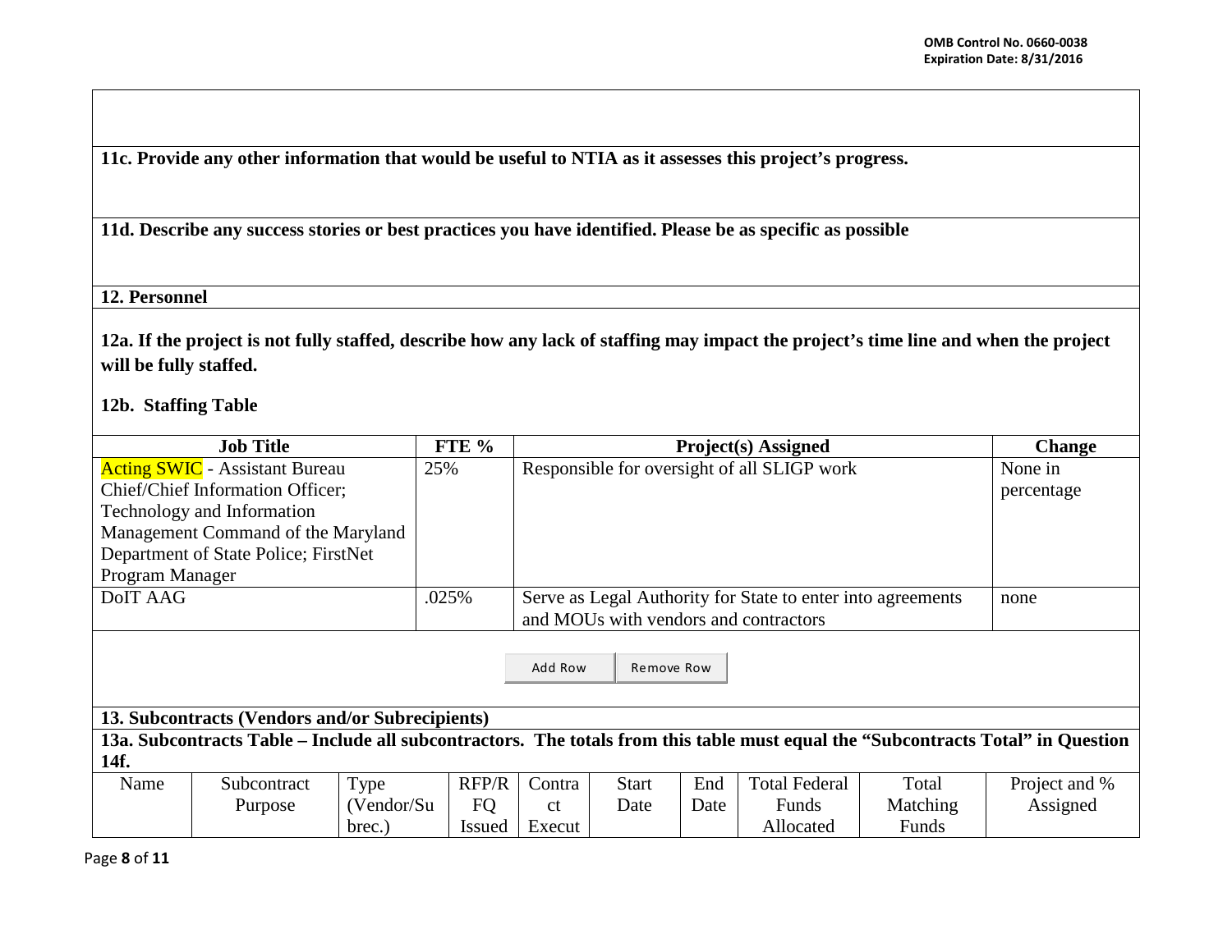**11c. Provide any other information that would be useful to NTIA as it assesses this project's progress.**

**11d. Describe any success stories or best practices you have identified. Please be as specific as possible**

**12. Personnel**

**12a. If the project is not fully staffed, describe how any lack of staffing may impact the project's time line and when the project will be fully staffed.**

**12b. Staffing Table**

| Job Title | FTE % | Project(s) Assigned | Change |
|---|---|---|---|
| Acting SWIC - Assistant Bureau Chief/Chief Information Officer; Technology and Information Management Command of the Maryland Department of State Police; FirstNet Program Manager | 25% | Responsible for oversight of all SLIGP work | None in percentage |
| DoIT AAG | .025% | Serve as Legal Authority for State to enter into agreements and MOUs with vendors and contractors | none |

Add Row | Remove Row

**13. Subcontracts (Vendors and/or Subrecipients)**

**13a. Subcontracts Table – Include all subcontractors. The totals from this table must equal the "Subcontracts Total" in Question 14f.**

| Name | Subcontract Purpose | Type (Vendor/Subrec.) | RFP/RFQ Issued | Contract Execut | Start Date | End Date | Total Federal Funds Allocated | Total Matching Funds | Project and % Assigned |
|---|---|---|---|---|---|---|---|---|---|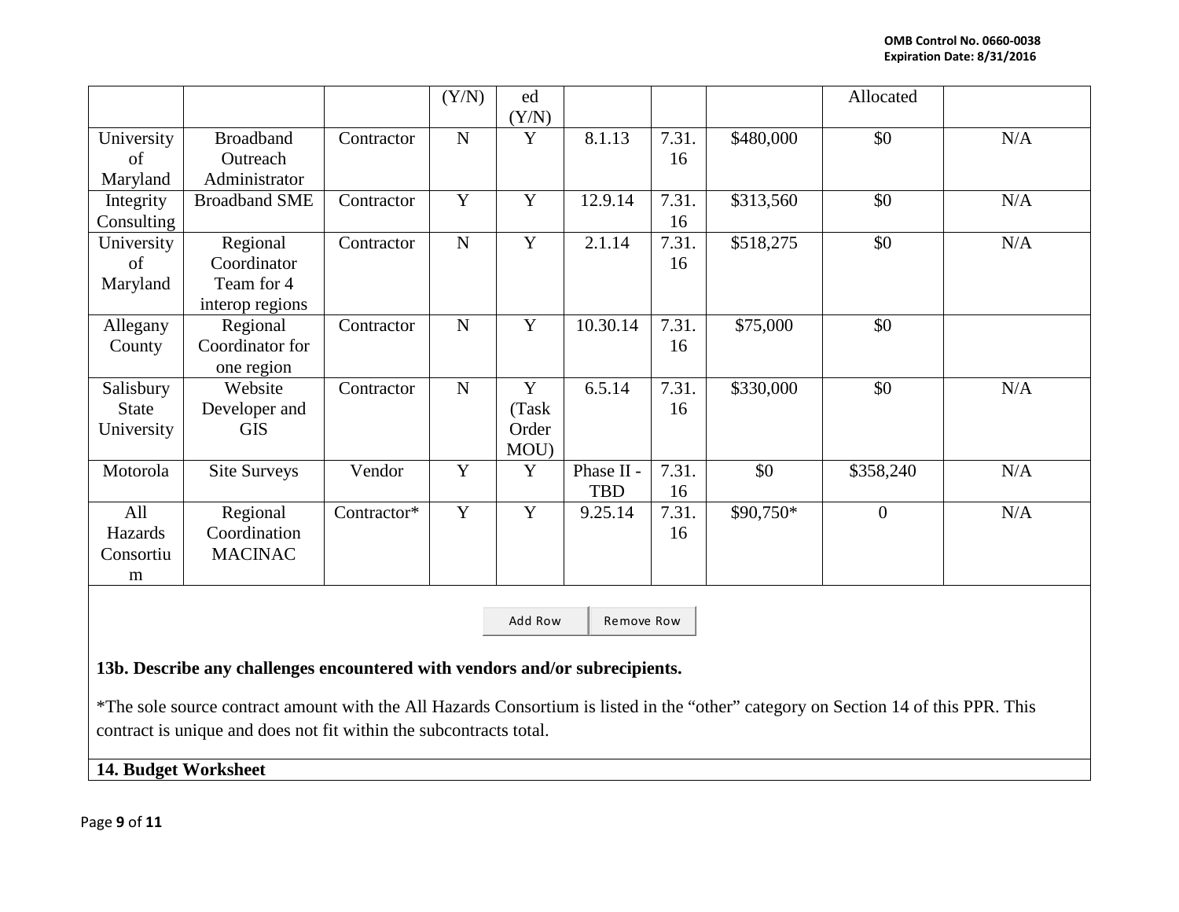| | | | (Y/N) | ed (Y/N) | | | | Allocated | |
|---|---|---|---|---|---|---|---|---|---|
| University of Maryland | Broadband Outreach Administrator | Contractor | N | Y | 8.1.13 | 7.31.16 | $480,000 | $0 | N/A |
| Integrity Consulting | Broadband SME | Contractor | Y | Y | 12.9.14 | 7.31.16 | $313,560 | $0 | N/A |
| University of Maryland | Regional Coordinator Team for 4 interop regions | Contractor | N | Y | 2.1.14 | 7.31.16 | $518,275 | $0 | N/A |
| Allegany County | Regional Coordinator for one region | Contractor | N | Y | 10.30.14 | 7.31.16 | $75,000 | $0 | |
| Salisbury State University | Website Developer and GIS | Contractor | N | Y (Task Order MOU) | 6.5.14 | 7.31.16 | $330,000 | $0 | N/A |
| Motorola | Site Surveys | Vendor | Y | Y | Phase II - TBD | 7.31.16 | $0 | $358,240 | N/A |
| All Hazards Consortium | Regional Coordination MACINAC | Contractor* | Y | Y | 9.25.14 | 7.31.16 | $90,750* | 0 | N/A |

Add Row Remove Row

**13b. Describe any challenges encountered with vendors and/or subrecipients.**

*The sole source contract amount with the All Hazards Consortium is listed in the "other" category on Section 14 of this PPR. This contract is unique and does not fit within the subcontracts total.

**14. Budget Worksheet**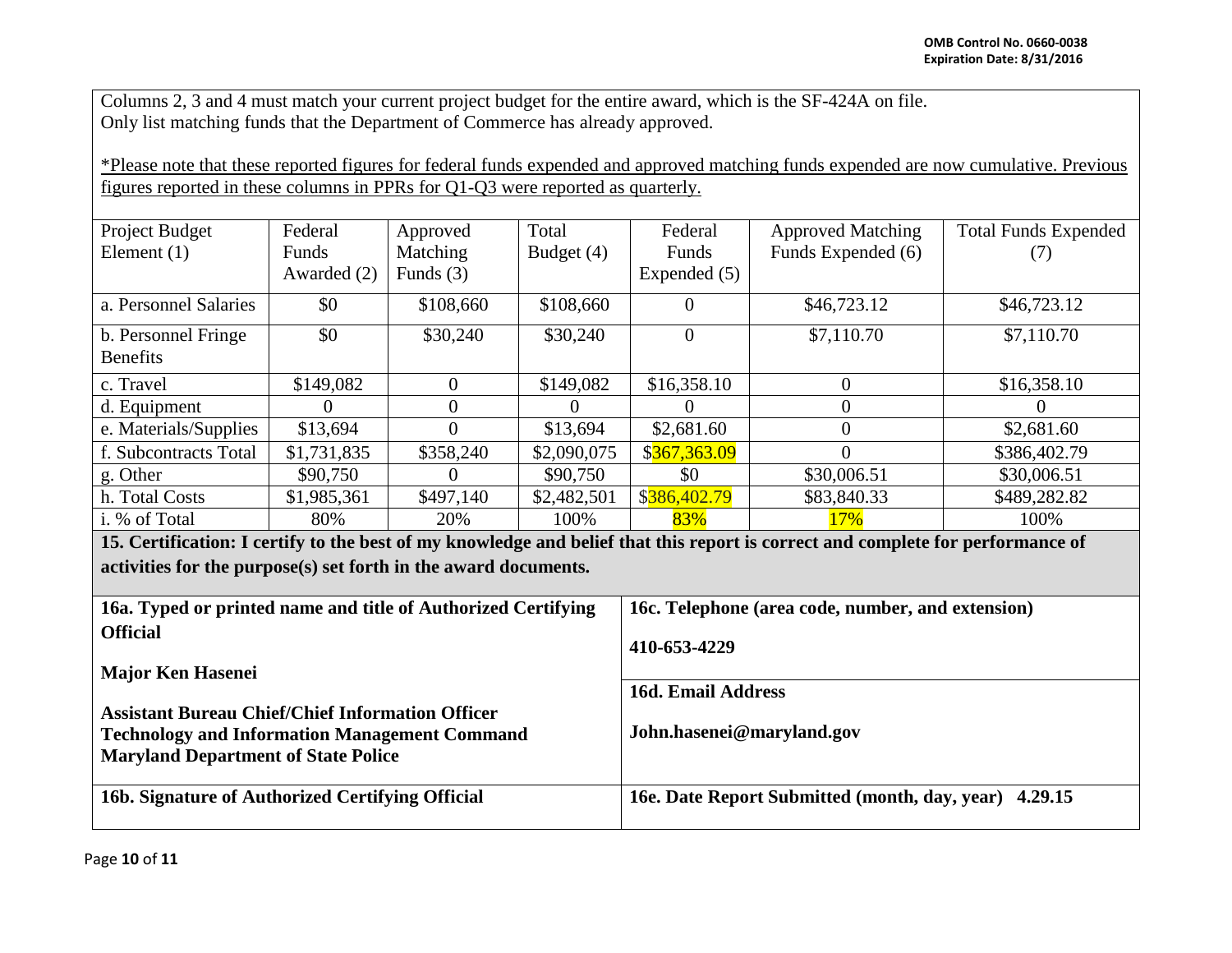Columns 2, 3 and 4 must match your current project budget for the entire award, which is the SF-424A on file.
Only list matching funds that the Department of Commerce has already approved.

*Please note that these reported figures for federal funds expended and approved matching funds expended are now cumulative. Previous figures reported in these columns in PPRs for Q1-Q3 were reported as quarterly.

| Project Budget Element (1) | Federal Funds Awarded (2) | Approved Matching Funds (3) | Total Budget (4) | Federal Funds Expended (5) | Approved Matching Funds Expended (6) | Total Funds Expended (7) |
|---|---|---|---|---|---|---|
| a. Personnel Salaries | $0 | $108,660 | $108,660 | 0 | $46,723.12 | $46,723.12 |
| b. Personnel Fringe Benefits | $0 | $30,240 | $30,240 | 0 | $7,110.70 | $7,110.70 |
| c. Travel | $149,082 | 0 | $149,082 | $16,358.10 | 0 | $16,358.10 |
| d. Equipment | 0 | 0 | 0 | 0 | 0 | 0 |
| e. Materials/Supplies | $13,694 | 0 | $13,694 | $2,681.60 | 0 | $2,681.60 |
| f. Subcontracts Total | $1,731,835 | $358,240 | $2,090,075 | $367,363.09 | 0 | $386,402.79 |
| g. Other | $90,750 | 0 | $90,750 | $0 | $30,006.51 | $30,006.51 |
| h. Total Costs | $1,985,361 | $497,140 | $2,482,501 | $386,402.79 | $83,840.33 | $489,282.82 |
| i. % of Total | 80% | 20% | 100% | 83% | 17% | 100% |

**15. Certification: I certify to the best of my knowledge and belief that this report is correct and complete for performance of activities for the purpose(s) set forth in the award documents.**

**16a. Typed or printed name and title of Authorized Certifying Official**

**Major Ken Hasenei**

**Assistant Bureau Chief/Chief Information Officer**
**Technology and Information Management Command**
**Maryland Department of State Police**

**16c. Telephone (area code, number, and extension)**

**410-653-4229**

**16d. Email Address**

**John.hasenei@maryland.gov**

**16b. Signature of Authorized Certifying Official**

**16e. Date Report Submitted (month, day, year) 4.29.15**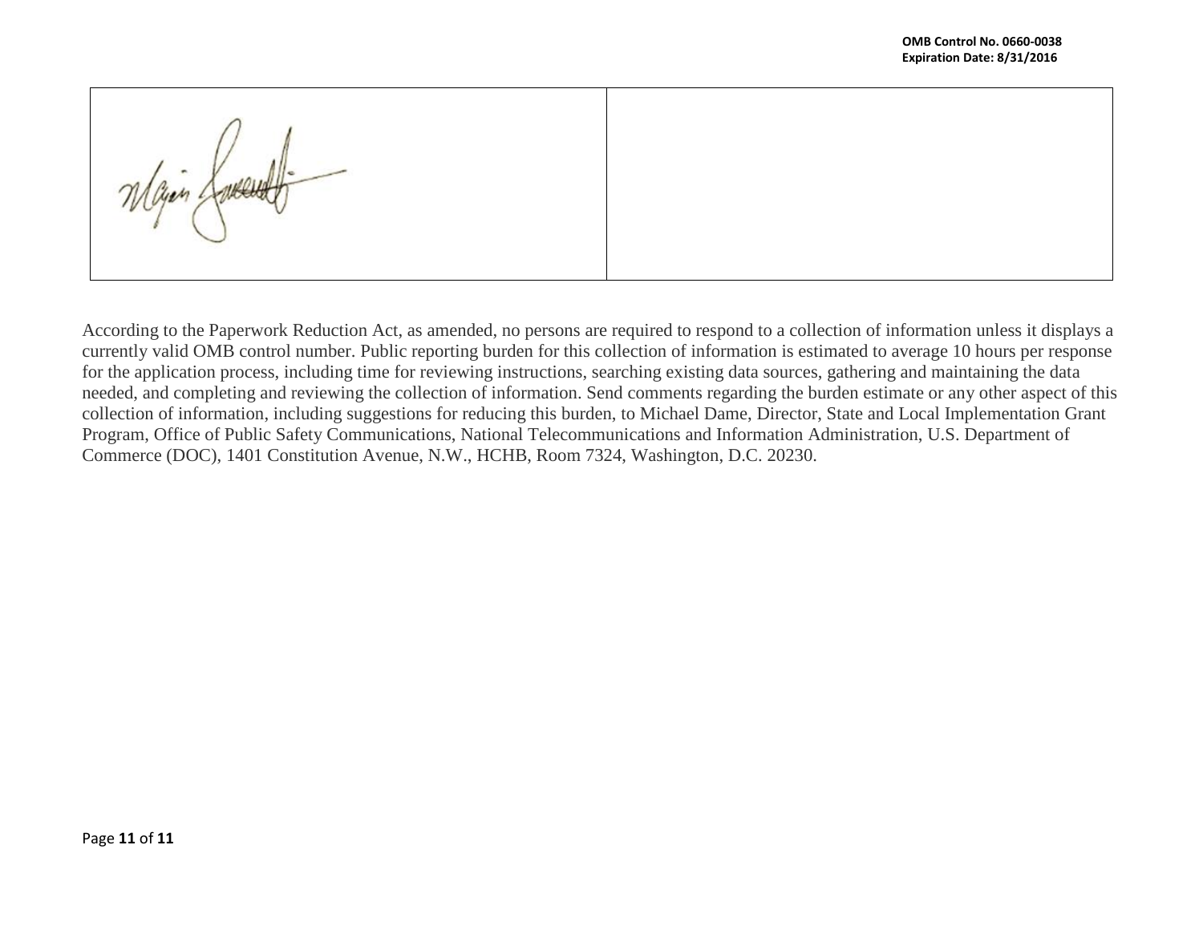| | |
|---|---|
| | |

According to the Paperwork Reduction Act, as amended, no persons are required to respond to a collection of information unless it displays a currently valid OMB control number. Public reporting burden for this collection of information is estimated to average 10 hours per response for the application process, including time for reviewing instructions, searching existing data sources, gathering and maintaining the data needed, and completing and reviewing the collection of information. Send comments regarding the burden estimate or any other aspect of this collection of information, including suggestions for reducing this burden, to Michael Dame, Director, State and Local Implementation Grant Program, Office of Public Safety Communications, National Telecommunications and Information Administration, U.S. Department of Commerce (DOC), 1401 Constitution Avenue, N.W., HCHB, Room 7324, Washington, D.C. 20230.